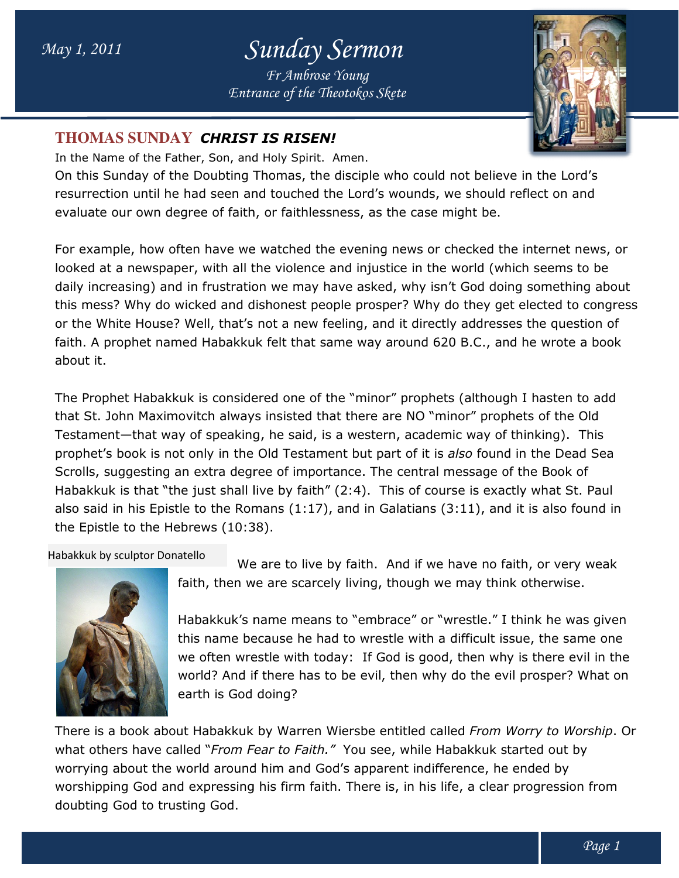May 1, 2011

# Sunday Sermon

*Fr Ambrose Young*
*Entrance of the Theotokos Skete*

## THOMAS SUNDAY ***CHRIST IS RISEN!***

In the Name of the Father, Son, and Holy Spirit. Amen.

On this Sunday of the Doubting Thomas, the disciple who could not believe in the Lord's resurrection until he had seen and touched the Lord's wounds, we should reflect on and evaluate our own degree of faith, or faithlessness, as the case might be.

For example, how often have we watched the evening news or checked the internet news, or looked at a newspaper, with all the violence and injustice in the world (which seems to be daily increasing) and in frustration we may have asked, why isn't God doing something about this mess? Why do wicked and dishonest people prosper? Why do they get elected to congress or the White House? Well, that's not a new feeling, and it directly addresses the question of faith. A prophet named Habakkuk felt that same way around 620 B.C., and he wrote a book about it.

The Prophet Habakkuk is considered one of the "minor" prophets (although I hasten to add that St. John Maximovitch always insisted that there are NO "minor" prophets of the Old Testament—that way of speaking, he said, is a western, academic way of thinking). This prophet's book is not only in the Old Testament but part of it is *also* found in the Dead Sea Scrolls, suggesting an extra degree of importance. The central message of the Book of Habakkuk is that "the just shall live by faith" (2:4). This of course is exactly what St. Paul also said in his Epistle to the Romans (1:17), and in Galatians (3:11), and it is also found in the Epistle to the Hebrews (10:38).

Habakkuk by sculptor Donatello

We are to live by faith. And if we have no faith, or very weak faith, then we are scarcely living, though we may think otherwise.

Habakkuk's name means to "embrace" or "wrestle." I think he was given this name because he had to wrestle with a difficult issue, the same one we often wrestle with today: If God is good, then why is there evil in the world? And if there has to be evil, then why do the evil prosper? What on earth is God doing?

There is a book about Habakkuk by Warren Wiersbe entitled called *From Worry to Worship*. Or what others have called "*From Fear to Faith."* You see, while Habakkuk started out by worrying about the world around him and God's apparent indifference, he ended by worshipping God and expressing his firm faith. There is, in his life, a clear progression from doubting God to trusting God.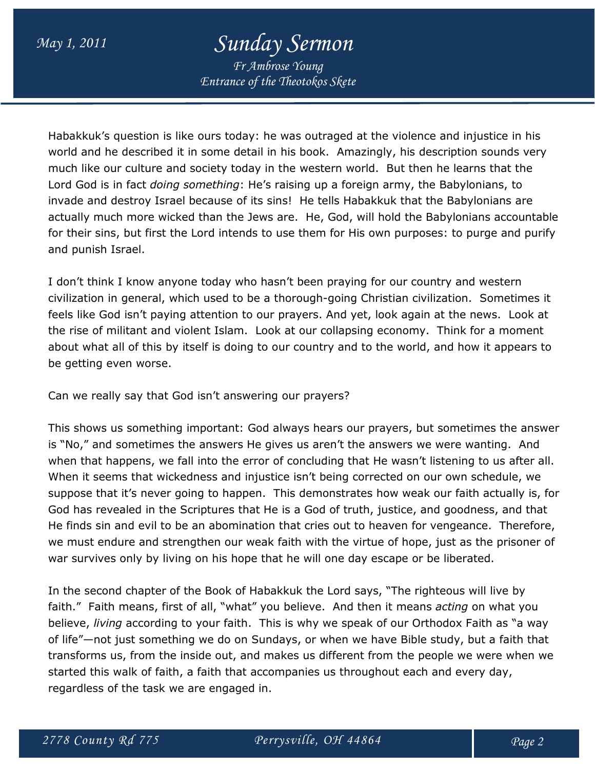Habakkuk's question is like ours today: he was outraged at the violence and injustice in his world and he described it in some detail in his book. Amazingly, his description sounds very much like our culture and society today in the western world. But then he learns that the Lord God is in fact *doing something*: He's raising up a foreign army, the Babylonians, to invade and destroy Israel because of its sins! He tells Habakkuk that the Babylonians are actually much more wicked than the Jews are. He, God, will hold the Babylonians accountable for their sins, but first the Lord intends to use them for His own purposes: to purge and purify and punish Israel.

I don't think I know anyone today who hasn't been praying for our country and western civilization in general, which used to be a thorough-going Christian civilization. Sometimes it feels like God isn't paying attention to our prayers. And yet, look again at the news. Look at the rise of militant and violent Islam. Look at our collapsing economy. Think for a moment about what all of this by itself is doing to our country and to the world, and how it appears to be getting even worse.

Can we really say that God isn't answering our prayers?

This shows us something important: God always hears our prayers, but sometimes the answer is "No," and sometimes the answers He gives us aren't the answers we were wanting. And when that happens, we fall into the error of concluding that He wasn't listening to us after all. When it seems that wickedness and injustice isn't being corrected on our own schedule, we suppose that it's never going to happen. This demonstrates how weak our faith actually is, for God has revealed in the Scriptures that He is a God of truth, justice, and goodness, and that He finds sin and evil to be an abomination that cries out to heaven for vengeance. Therefore, we must endure and strengthen our weak faith with the virtue of hope, just as the prisoner of war survives only by living on his hope that he will one day escape or be liberated.

In the second chapter of the Book of Habakkuk the Lord says, "The righteous will live by faith." Faith means, first of all, "what" you believe. And then it means *acting* on what you believe, *living* according to your faith. This is why we speak of our Orthodox Faith as "a way of life"—not just something we do on Sundays, or when we have Bible study, but a faith that transforms us, from the inside out, and makes us different from the people we were when we started this walk of faith, a faith that accompanies us throughout each and every day, regardless of the task we are engaged in.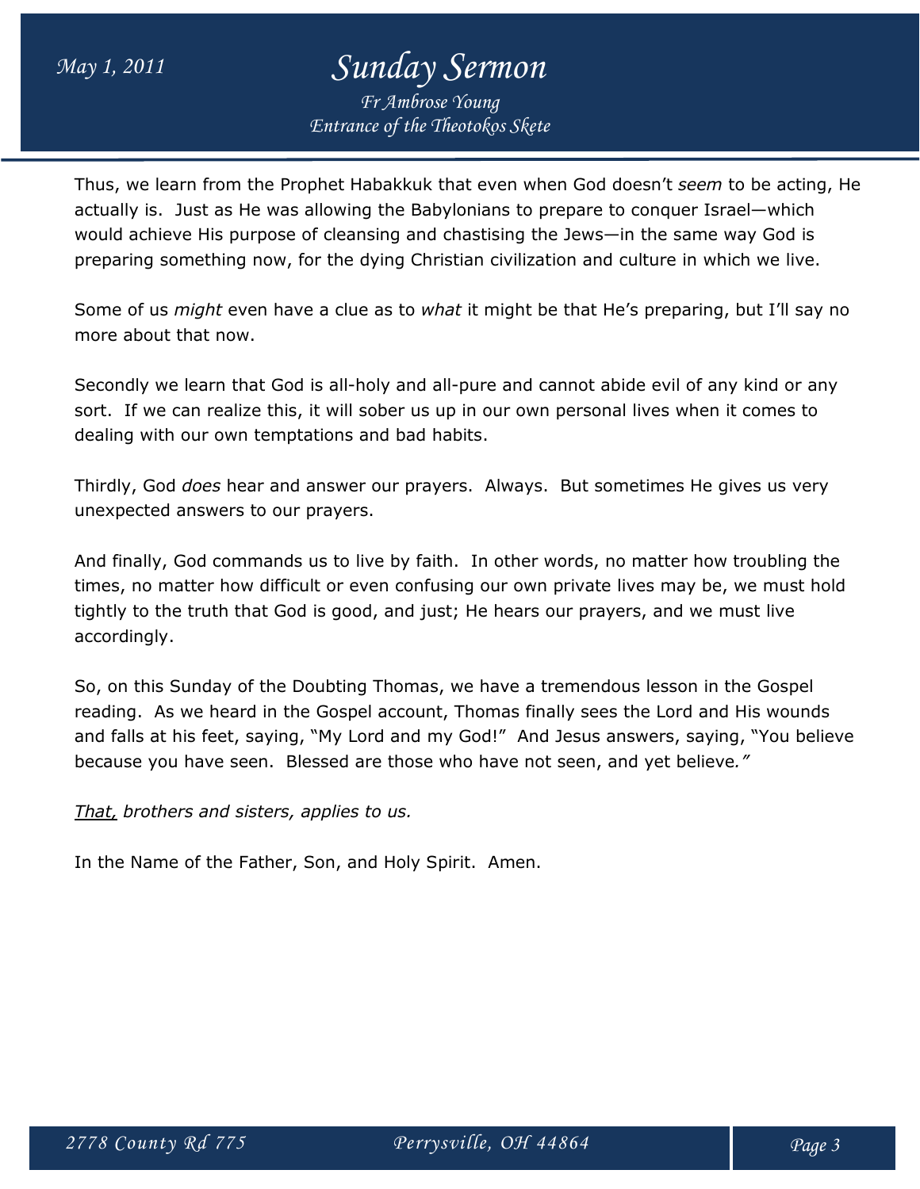Thus, we learn from the Prophet Habakkuk that even when God doesn't *seem* to be acting, He actually is. Just as He was allowing the Babylonians to prepare to conquer Israel—which would achieve His purpose of cleansing and chastising the Jews—in the same way God is preparing something now, for the dying Christian civilization and culture in which we live.

Some of us *might* even have a clue as to *what* it might be that He's preparing, but I'll say no more about that now.

Secondly we learn that God is all-holy and all-pure and cannot abide evil of any kind or any sort. If we can realize this, it will sober us up in our own personal lives when it comes to dealing with our own temptations and bad habits.

Thirdly, God *does* hear and answer our prayers. Always. But sometimes He gives us very unexpected answers to our prayers.

And finally, God commands us to live by faith. In other words, no matter how troubling the times, no matter how difficult or even confusing our own private lives may be, we must hold tightly to the truth that God is good, and just; He hears our prayers, and we must live accordingly.

So, on this Sunday of the Doubting Thomas, we have a tremendous lesson in the Gospel reading. As we heard in the Gospel account, Thomas finally sees the Lord and His wounds and falls at his feet, saying, "My Lord and my God!" And Jesus answers, saying, "You believe because you have seen. Blessed are those who have not seen, and yet believe."

*<u>That,</u> brothers and sisters, applies to us.*

In the Name of the Father, Son, and Holy Spirit. Amen.